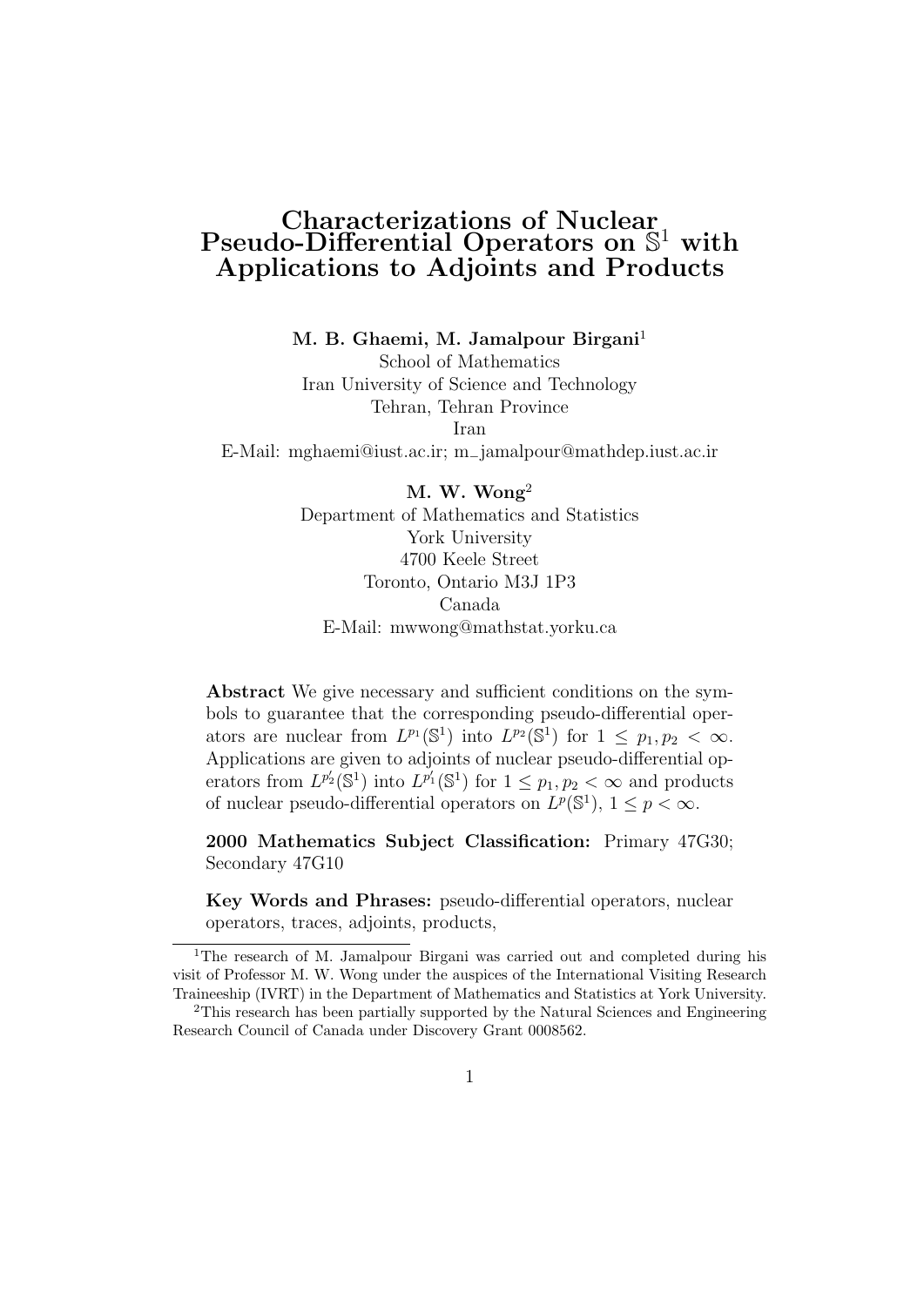# Characterizations of Nuclear Pseudo-Differential Operators on $\mathbb{S}^1$ with Applications to Adjoints and Products

**M. B. Ghaemi, M. Jamalpour Birgani**[1]
School of Mathematics
Iran University of Science and Technology
Tehran, Tehran Province
Iran
E-Mail: mghaemi@iust.ac.ir; m_jamalpour@mathdep.iust.ac.ir

**M. W. Wong**[2]
Department of Mathematics and Statistics
York University
4700 Keele Street
Toronto, Ontario M3J 1P3
Canada
E-Mail: mwwong@mathstat.yorku.ca

**Abstract** We give necessary and sufficient conditions on the symbols to guarantee that the corresponding pseudo-differential operators are nuclear from $L^{p_1}(\mathbb{S}^1)$ into $L^{p_2}(\mathbb{S}^1)$ for $1 \leq p_1, p_2 < \infty$. Applications are given to adjoints of nuclear pseudo-differential operators from $L^{p_2'}(\mathbb{S}^1)$ into $L^{p_1'}(\mathbb{S}^1)$ for $1 \leq p_1, p_2 < \infty$ and products of nuclear pseudo-differential operators on $L^p(\mathbb{S}^1)$, $1 \leq p < \infty$.

**2000 Mathematics Subject Classification:** Primary 47G30; Secondary 47G10

**Key Words and Phrases:** pseudo-differential operators, nuclear operators, traces, adjoints, products,

[1]The research of M. Jamalpour Birgani was carried out and completed during his visit of Professor M. W. Wong under the auspices of the International Visiting Research Traineeship (IVRT) in the Department of Mathematics and Statistics at York University.

[2]This research has been partially supported by the Natural Sciences and Engineering Research Council of Canada under Discovery Grant 0008562.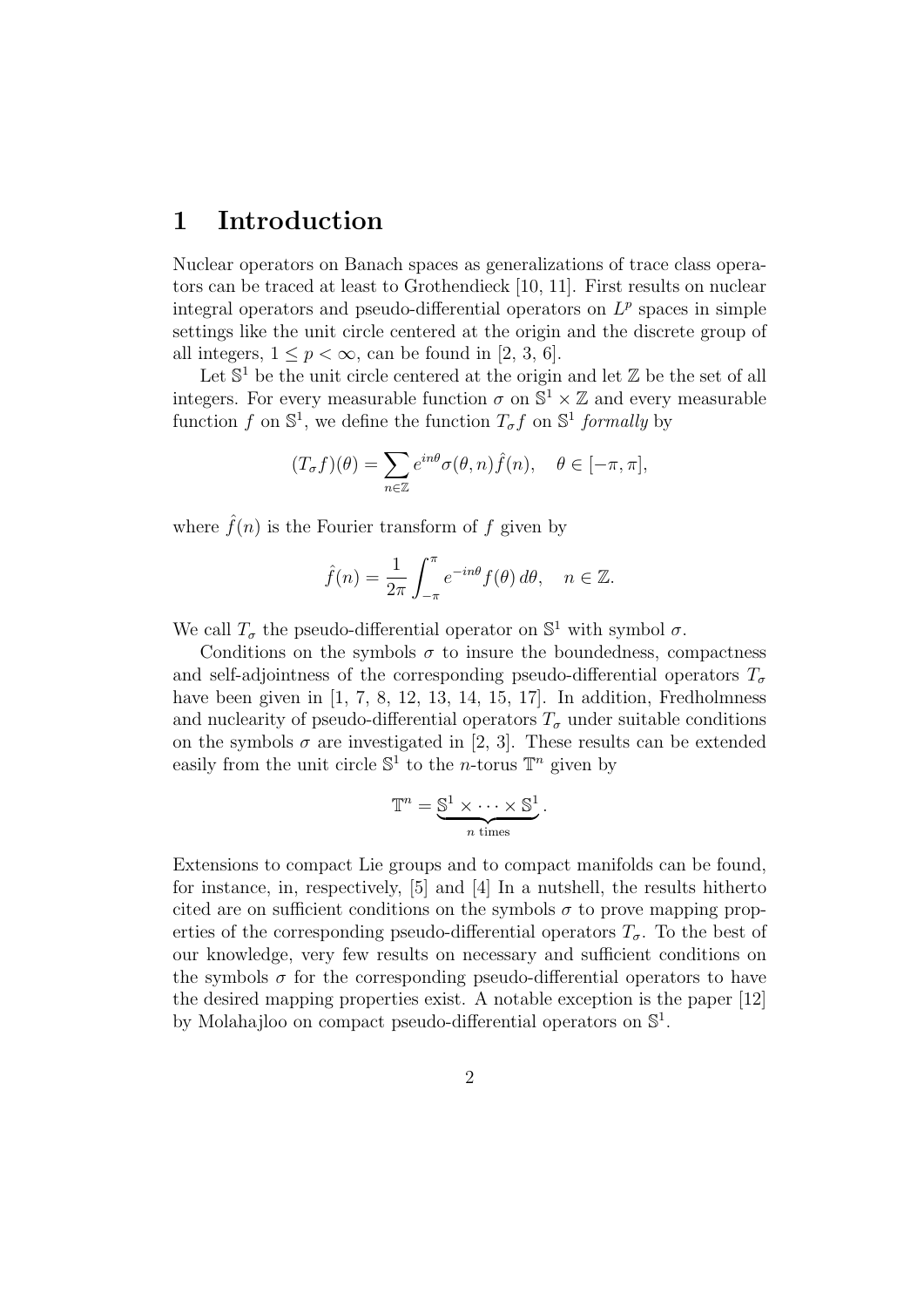# 1 Introduction

Nuclear operators on Banach spaces as generalizations of trace class operators can be traced at least to Grothendieck [10, 11]. First results on nuclear integral operators and pseudo-differential operators on $L^p$ spaces in simple settings like the unit circle centered at the origin and the discrete group of all integers, $1 \leq p < \infty$, can be found in [2, 3, 6].

Let $\mathbb{S}^1$ be the unit circle centered at the origin and let $\mathbb{Z}$ be the set of all integers. For every measurable function $\sigma$ on $\mathbb{S}^1 \times \mathbb{Z}$ and every measurable function $f$ on $\mathbb{S}^1$, we define the function $T_\sigma f$ on $\mathbb{S}^1$ *formally* by

$$(T_\sigma f)(\theta) = \sum_{n \in \mathbb{Z}} e^{in\theta} \sigma(\theta, n) \hat{f}(n), \quad \theta \in [-\pi, \pi],$$

where $\hat{f}(n)$ is the Fourier transform of $f$ given by

$$\hat{f}(n) = \frac{1}{2\pi} \int_{-\pi}^{\pi} e^{-in\theta} f(\theta)\, d\theta, \quad n \in \mathbb{Z}.$$

We call $T_\sigma$ the pseudo-differential operator on $\mathbb{S}^1$ with symbol $\sigma$.

Conditions on the symbols $\sigma$ to insure the boundedness, compactness and self-adjointness of the corresponding pseudo-differential operators $T_\sigma$ have been given in [1, 7, 8, 12, 13, 14, 15, 17]. In addition, Fredholmness and nuclearity of pseudo-differential operators $T_\sigma$ under suitable conditions on the symbols $\sigma$ are investigated in [2, 3]. These results can be extended easily from the unit circle $\mathbb{S}^1$ to the $n$-torus $\mathbb{T}^n$ given by

$$\mathbb{T}^n = \underbrace{\mathbb{S}^1 \times \cdots \times \mathbb{S}^1}_{n \text{ times}}.$$

Extensions to compact Lie groups and to compact manifolds can be found, for instance, in, respectively, [5] and [4] In a nutshell, the results hitherto cited are on sufficient conditions on the symbols $\sigma$ to prove mapping properties of the corresponding pseudo-differential operators $T_\sigma$. To the best of our knowledge, very few results on necessary and sufficient conditions on the symbols $\sigma$ for the corresponding pseudo-differential operators to have the desired mapping properties exist. A notable exception is the paper [12] by Molahajloo on compact pseudo-differential operators on $\mathbb{S}^1$.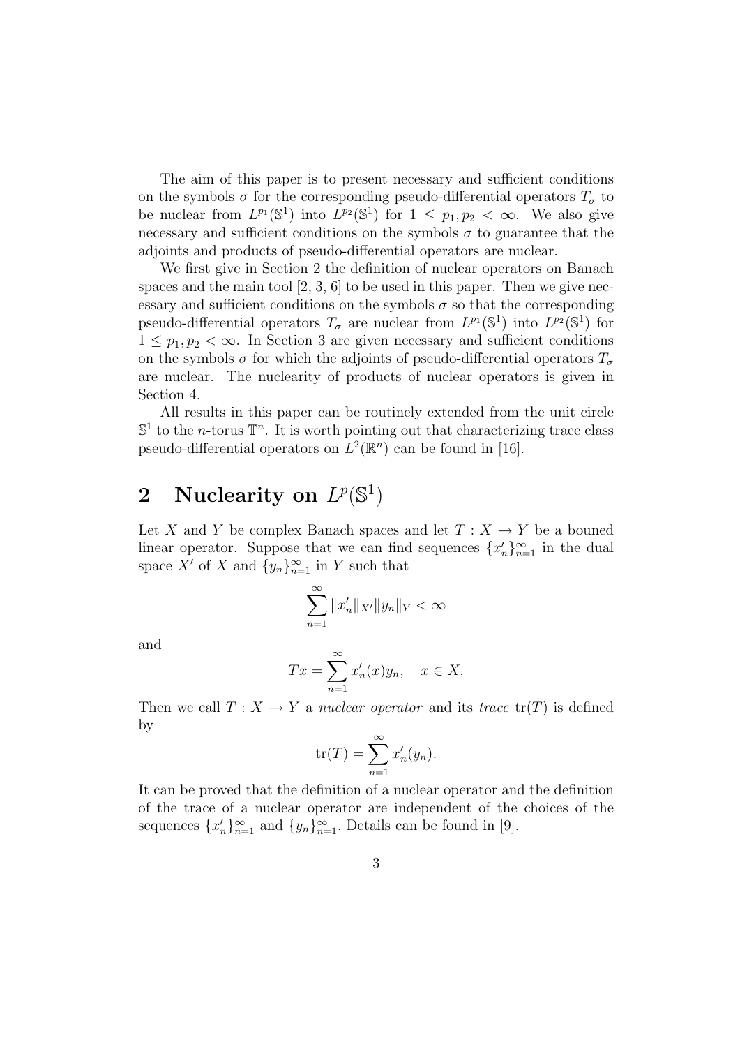The aim of this paper is to present necessary and sufficient conditions on the symbols $\sigma$ for the corresponding pseudo-differential operators $T_\sigma$ to be nuclear from $L^{p_1}(\mathbb{S}^1)$ into $L^{p_2}(\mathbb{S}^1)$ for $1 \le p_1, p_2 < \infty$. We also give necessary and sufficient conditions on the symbols $\sigma$ to guarantee that the adjoints and products of pseudo-differential operators are nuclear.

We first give in Section 2 the definition of nuclear operators on Banach spaces and the main tool [2, 3, 6] to be used in this paper. Then we give necessary and sufficient conditions on the symbols $\sigma$ so that the corresponding pseudo-differential operators $T_\sigma$ are nuclear from $L^{p_1}(\mathbb{S}^1)$ into $L^{p_2}(\mathbb{S}^1)$ for $1 \le p_1, p_2 < \infty$. In Section 3 are given necessary and sufficient conditions on the symbols $\sigma$ for which the adjoints of pseudo-differential operators $T_\sigma$ are nuclear. The nuclearity of products of nuclear operators is given in Section 4.

All results in this paper can be routinely extended from the unit circle $\mathbb{S}^1$ to the $n$-torus $\mathbb{T}^n$. It is worth pointing out that characterizing trace class pseudo-differential operators on $L^2(\mathbb{R}^n)$ can be found in [16].

## 2 Nuclearity on $L^p(\mathbb{S}^1)$

Let $X$ and $Y$ be complex Banach spaces and let $T : X \to Y$ be a bouned linear operator. Suppose that we can find sequences $\{x'_n\}_{n=1}^\infty$ in the dual space $X'$ of $X$ and $\{y_n\}_{n=1}^\infty$ in $Y$ such that

$$\sum_{n=1}^{\infty} \|x'_n\|_{X'} \|y_n\|_Y < \infty$$

and

$$Tx = \sum_{n=1}^{\infty} x'_n(x) y_n, \quad x \in X.$$

Then we call $T : X \to Y$ a *nuclear operator* and its *trace* $\mathrm{tr}(T)$ is defined by

$$\mathrm{tr}(T) = \sum_{n=1}^{\infty} x'_n(y_n).$$

It can be proved that the definition of a nuclear operator and the definition of the trace of a nuclear operator are independent of the choices of the sequences $\{x'_n\}_{n=1}^\infty$ and $\{y_n\}_{n=1}^\infty$. Details can be found in [9].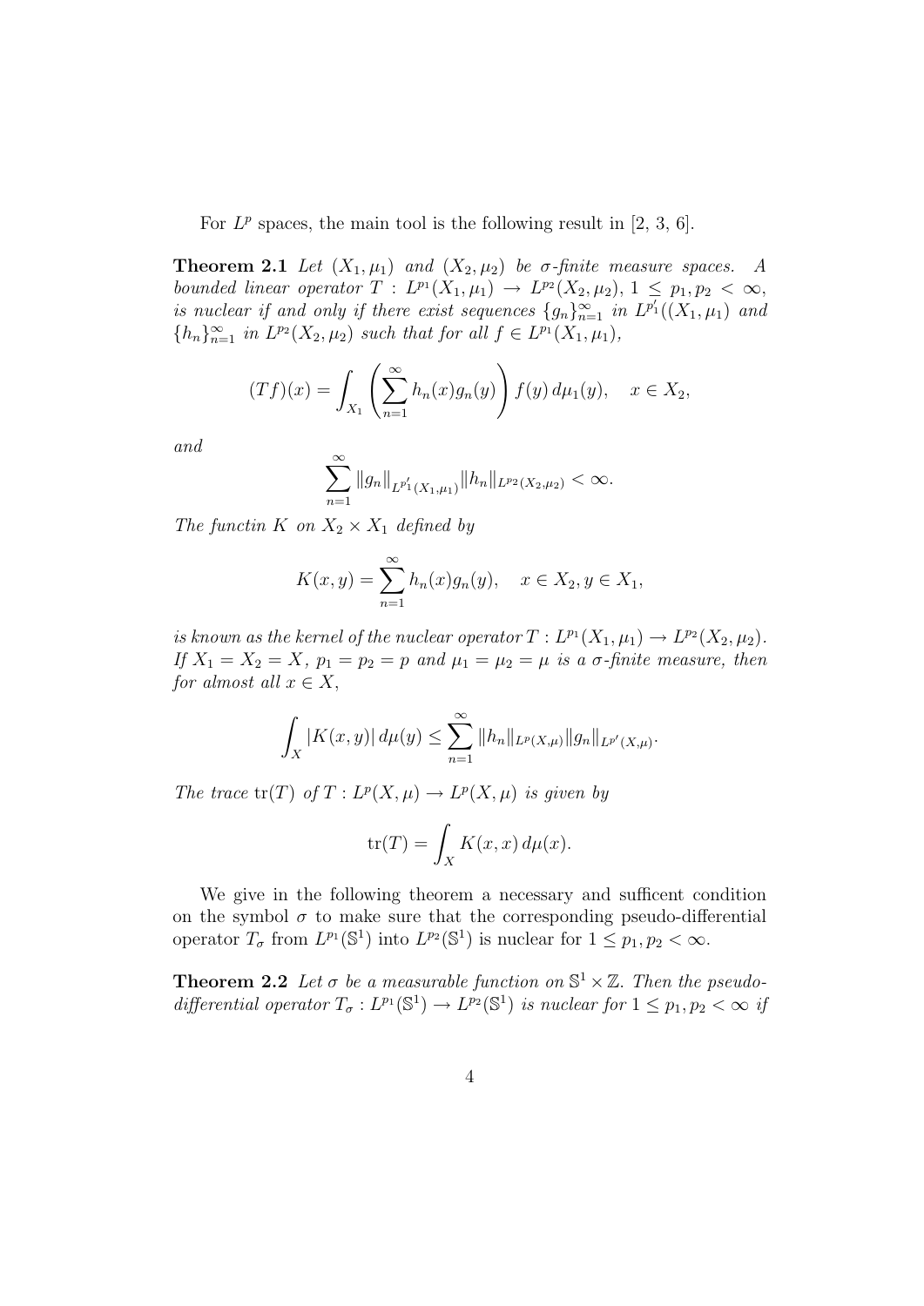For $L^p$ spaces, the main tool is the following result in [2, 3, 6].

**Theorem 2.1** *Let $(X_1, \mu_1)$ and $(X_2, \mu_2)$ be $\sigma$-finite measure spaces. A bounded linear operator $T : L^{p_1}(X_1, \mu_1) \to L^{p_2}(X_2, \mu_2)$, $1 \leq p_1, p_2 < \infty$, is nuclear if and only if there exist sequences $\{g_n\}_{n=1}^{\infty}$ in $L^{p_1'}((X_1, \mu_1)$ and $\{h_n\}_{n=1}^{\infty}$ in $L^{p_2}(X_2, \mu_2)$ such that for all $f \in L^{p_1}(X_1, \mu_1)$,*

$$(Tf)(x) = \int_{X_1} \left( \sum_{n=1}^{\infty} h_n(x) g_n(y) \right) f(y)\, d\mu_1(y), \quad x \in X_2,$$

*and*

$$\sum_{n=1}^{\infty} \|g_n\|_{L^{p_1'}(X_1, \mu_1)} \|h_n\|_{L^{p_2}(X_2, \mu_2)} < \infty.$$

*The functin $K$ on $X_2 \times X_1$ defined by*

$$K(x, y) = \sum_{n=1}^{\infty} h_n(x) g_n(y), \quad x \in X_2, y \in X_1,$$

*is known as the kernel of the nuclear operator $T : L^{p_1}(X_1, \mu_1) \to L^{p_2}(X_2, \mu_2)$. If $X_1 = X_2 = X$, $p_1 = p_2 = p$ and $\mu_1 = \mu_2 = \mu$ is a $\sigma$-finite measure, then for almost all $x \in X$,*

$$\int_X |K(x, y)|\, d\mu(y) \leq \sum_{n=1}^{\infty} \|h_n\|_{L^p(X, \mu)} \|g_n\|_{L^{p'}(X, \mu)}.$$

*The trace $\mathrm{tr}(T)$ of $T : L^p(X, \mu) \to L^p(X, \mu)$ is given by*

$$\mathrm{tr}(T) = \int_X K(x, x)\, d\mu(x).$$

We give in the following theorem a necessary and sufficent condition on the symbol $\sigma$ to make sure that the corresponding pseudo-differential operator $T_\sigma$ from $L^{p_1}(\mathbb{S}^1)$ into $L^{p_2}(\mathbb{S}^1)$ is nuclear for $1 \leq p_1, p_2 < \infty$.

**Theorem 2.2** *Let $\sigma$ be a measurable function on $\mathbb{S}^1 \times \mathbb{Z}$. Then the pseudo-differential operator $T_\sigma : L^{p_1}(\mathbb{S}^1) \to L^{p_2}(\mathbb{S}^1)$ is nuclear for $1 \leq p_1, p_2 < \infty$ if*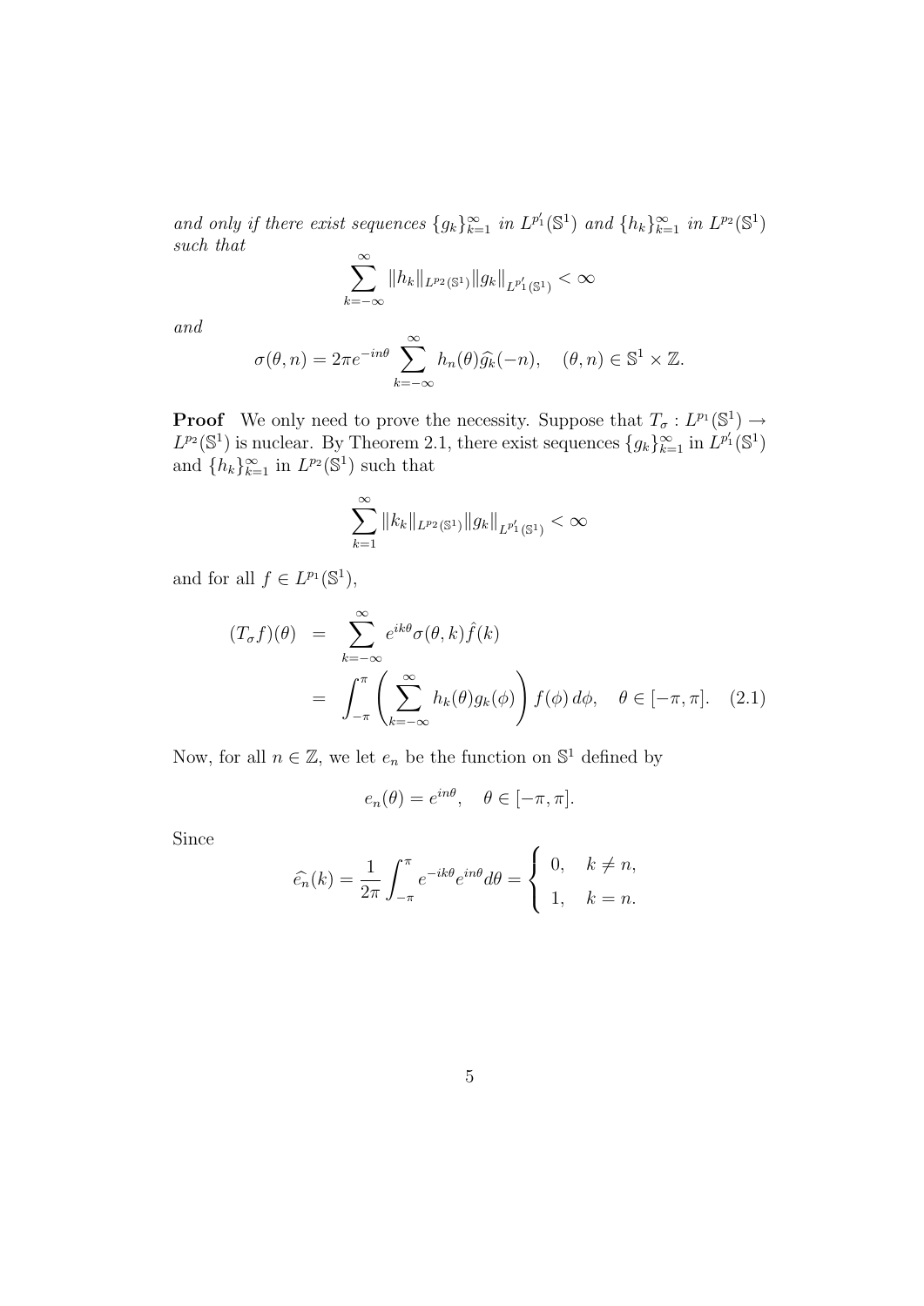*and only if there exist sequences* $\{g_k\}_{k=1}^{\infty}$ *in* $L^{p_1'}(\mathbb{S}^1)$ *and* $\{h_k\}_{k=1}^{\infty}$ *in* $L^{p_2}(\mathbb{S}^1)$ *such that*

$$\sum_{k=-\infty}^{\infty} \|h_k\|_{L^{p_2}(\mathbb{S}^1)} \|g_k\|_{L^{p_1'}(\mathbb{S}^1)} < \infty$$

*and*

$$\sigma(\theta, n) = 2\pi e^{-in\theta} \sum_{k=-\infty}^{\infty} h_n(\theta) \widehat{g_k}(-n), \quad (\theta, n) \in \mathbb{S}^1 \times \mathbb{Z}.$$

**Proof** We only need to prove the necessity. Suppose that $T_\sigma : L^{p_1}(\mathbb{S}^1) \to L^{p_2}(\mathbb{S}^1)$ is nuclear. By Theorem 2.1, there exist sequences $\{g_k\}_{k=1}^{\infty}$ in $L^{p_1'}(\mathbb{S}^1)$ and $\{h_k\}_{k=1}^{\infty}$ in $L^{p_2}(\mathbb{S}^1)$ such that

$$\sum_{k=1}^{\infty} \|k_k\|_{L^{p_2}(\mathbb{S}^1)} \|g_k\|_{L^{p_1'}(\mathbb{S}^1)} < \infty$$

and for all $f \in L^{p_1}(\mathbb{S}^1)$,

$$\begin{aligned} (T_\sigma f)(\theta) &= \sum_{k=-\infty}^{\infty} e^{ik\theta} \sigma(\theta, k) \hat{f}(k) \\ &= \int_{-\pi}^{\pi} \left( \sum_{k=-\infty}^{\infty} h_k(\theta) g_k(\phi) \right) f(\phi)\, d\phi, \quad \theta \in [-\pi, \pi]. \quad (2.1) \end{aligned}$$

Now, for all $n \in \mathbb{Z}$, we let $e_n$ be the function on $\mathbb{S}^1$ defined by

$$e_n(\theta) = e^{in\theta}, \quad \theta \in [-\pi, \pi].$$

Since

$$\widehat{e_n}(k) = \frac{1}{2\pi} \int_{-\pi}^{\pi} e^{-ik\theta} e^{in\theta} d\theta = \begin{cases} 0, & k \neq n, \\ 1, & k = n. \end{cases}$$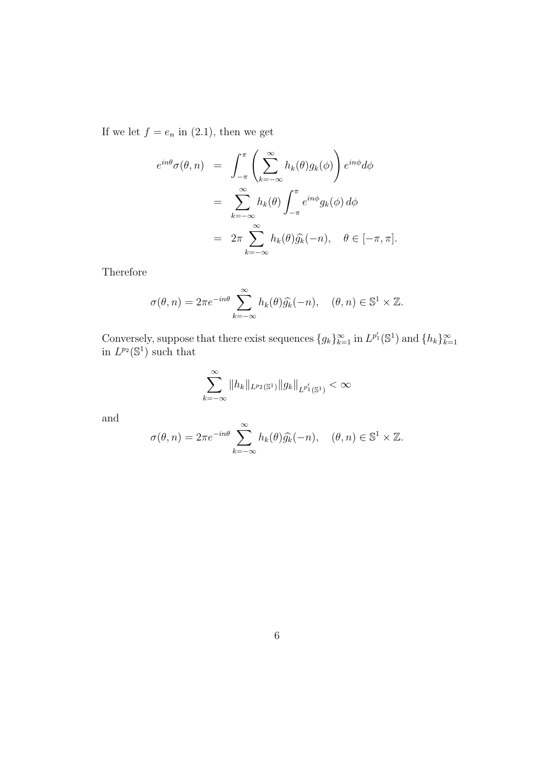If we let $f = e_n$ in (2.1), then we get

$$
\begin{aligned}
e^{in\theta}\sigma(\theta, n) &= \int_{-\pi}^{\pi} \left( \sum_{k=-\infty}^{\infty} h_k(\theta) g_k(\phi) \right) e^{in\phi} d\phi \\
&= \sum_{k=-\infty}^{\infty} h_k(\theta) \int_{-\pi}^{\pi} e^{in\phi} g_k(\phi)\, d\phi \\
&= 2\pi \sum_{k=-\infty}^{\infty} h_k(\theta) \widehat{g_k}(-n), \quad \theta \in [-\pi, \pi].
\end{aligned}
$$

Therefore

$$
\sigma(\theta, n) = 2\pi e^{-in\theta} \sum_{k=-\infty}^{\infty} h_k(\theta) \widehat{g_k}(-n), \quad (\theta, n) \in \mathbb{S}^1 \times \mathbb{Z}.
$$

Conversely, suppose that there exist sequences $\{g_k\}_{k=1}^{\infty}$ in $L^{p_1'}(\mathbb{S}^1)$ and $\{h_k\}_{k=1}^{\infty}$ in $L^{p_2}(\mathbb{S}^1)$ such that

$$
\sum_{k=-\infty}^{\infty} \|h_k\|_{L^{p_2}(\mathbb{S}^1)} \|g_k\|_{L^{p_1'}(\mathbb{S}^1)} < \infty
$$

and

$$
\sigma(\theta, n) = 2\pi e^{-in\theta} \sum_{k=-\infty}^{\infty} h_k(\theta) \widehat{g_k}(-n), \quad (\theta, n) \in \mathbb{S}^1 \times \mathbb{Z}.
$$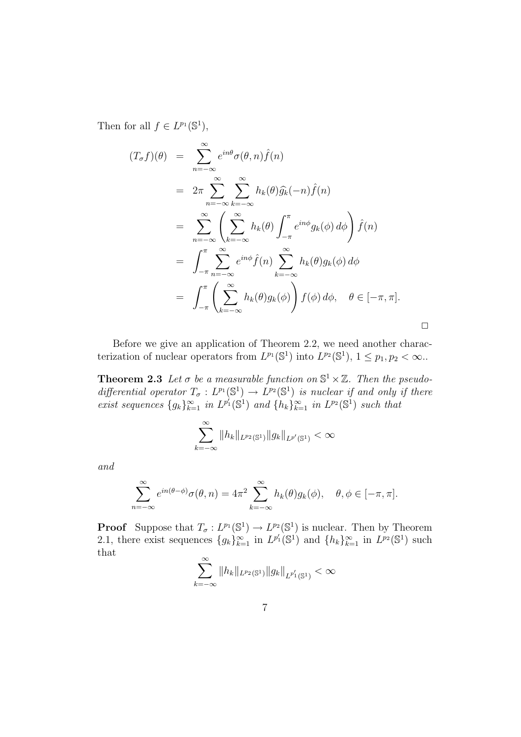Then for all $f \in L^{p_1}(\mathbb{S}^1)$,

$$
\begin{aligned}
(T_\sigma f)(\theta) &= \sum_{n=-\infty}^{\infty} e^{in\theta} \sigma(\theta, n) \hat{f}(n) \\
&= 2\pi \sum_{n=-\infty}^{\infty} \sum_{k=-\infty}^{\infty} h_k(\theta) \widehat{g_k}(-n) \hat{f}(n) \\
&= \sum_{n=-\infty}^{\infty} \left( \sum_{k=-\infty}^{\infty} h_k(\theta) \int_{-\pi}^{\pi} e^{in\phi} g_k(\phi)\, d\phi \right) \hat{f}(n) \\
&= \int_{-\pi}^{\pi} \sum_{n=-\infty}^{\infty} e^{in\phi} \hat{f}(n) \sum_{k=-\infty}^{\infty} h_k(\theta) g_k(\phi)\, d\phi \\
&= \int_{-\pi}^{\pi} \left( \sum_{k=-\infty}^{\infty} h_k(\theta) g_k(\phi) \right) f(\phi)\, d\phi, \quad \theta \in [-\pi, \pi].
\end{aligned}
$$

□

Before we give an application of Theorem 2.2, we need another characterization of nuclear operators from $L^{p_1}(\mathbb{S}^1)$ into $L^{p_2}(\mathbb{S}^1)$, $1 \leq p_1, p_2 < \infty$..

**Theorem 2.3** *Let $\sigma$ be a measurable function on $\mathbb{S}^1 \times \mathbb{Z}$. Then the pseudo-differential operator $T_\sigma : L^{p_1}(\mathbb{S}^1) \to L^{p_2}(\mathbb{S}^1)$ is nuclear if and only if there exist sequences $\{g_k\}_{k=1}^{\infty}$ in $L^{p_1'}(\mathbb{S}^1)$ and $\{h_k\}_{k=1}^{\infty}$ in $L^{p_2}(\mathbb{S}^1)$ such that*

$$
\sum_{k=-\infty}^{\infty} \|h_k\|_{L^{p_2}(\mathbb{S}^1)} \|g_k\|_{L^{p'}(\mathbb{S}^1)} < \infty
$$

*and*

$$
\sum_{n=-\infty}^{\infty} e^{in(\theta - \phi)} \sigma(\theta, n) = 4\pi^2 \sum_{k=-\infty}^{\infty} h_k(\theta) g_k(\phi), \quad \theta, \phi \in [-\pi, \pi].
$$

**Proof** Suppose that $T_\sigma : L^{p_1}(\mathbb{S}^1) \to L^{p_2}(\mathbb{S}^1)$ is nuclear. Then by Theorem 2.1, there exist sequences $\{g_k\}_{k=1}^{\infty}$ in $L^{p_1'}(\mathbb{S}^1)$ and $\{h_k\}_{k=1}^{\infty}$ in $L^{p_2}(\mathbb{S}^1)$ such that

$$
\sum_{k=-\infty}^{\infty} \|h_k\|_{L^{p_2}(\mathbb{S}^1)} \|g_k\|_{L^{p_1'}(\mathbb{S}^1)} < \infty
$$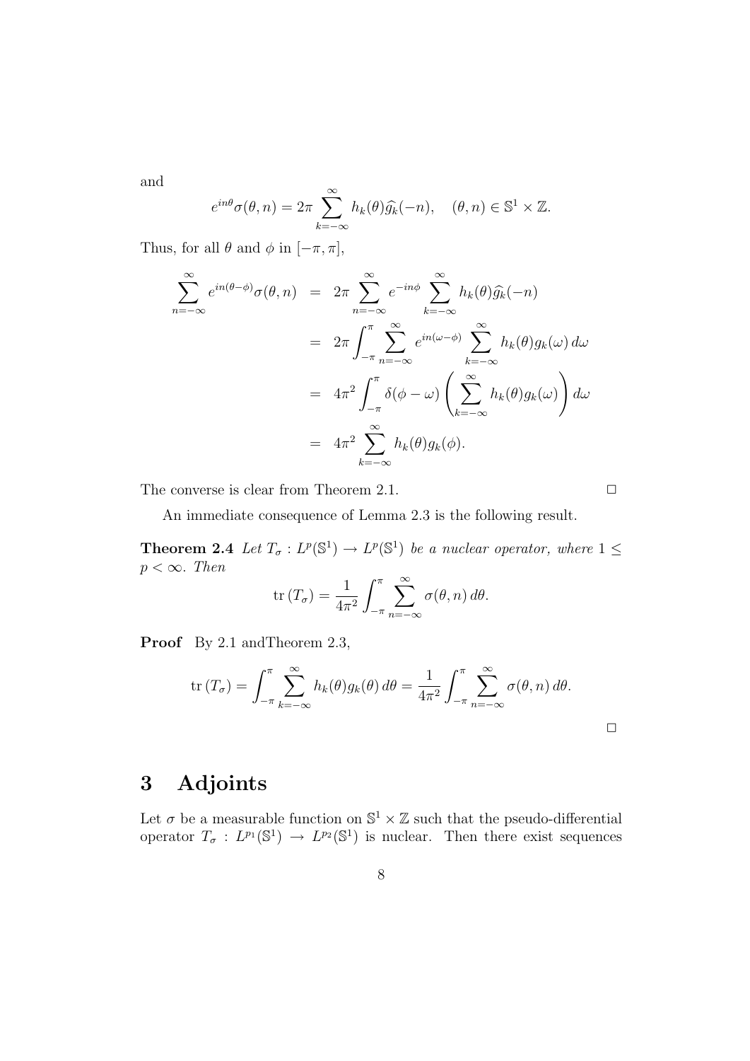and

$$e^{in\theta}\sigma(\theta,n) = 2\pi \sum_{k=-\infty}^{\infty} h_k(\theta)\widehat{g_k}(-n), \quad (\theta,n) \in \mathbb{S}^1 \times \mathbb{Z}.$$

Thus, for all $\theta$ and $\phi$ in $[-\pi,\pi]$,

$$\begin{aligned}
\sum_{n=-\infty}^{\infty} e^{in(\theta-\phi)}\sigma(\theta,n) &= 2\pi \sum_{n=-\infty}^{\infty} e^{-in\phi} \sum_{k=-\infty}^{\infty} h_k(\theta)\widehat{g_k}(-n) \\
&= 2\pi \int_{-\pi}^{\pi} \sum_{n=-\infty}^{\infty} e^{in(\omega-\phi)} \sum_{k=-\infty}^{\infty} h_k(\theta) g_k(\omega)\, d\omega \\
&= 4\pi^2 \int_{-\pi}^{\pi} \delta(\phi-\omega) \left( \sum_{k=-\infty}^{\infty} h_k(\theta) g_k(\omega) \right) d\omega \\
&= 4\pi^2 \sum_{k=-\infty}^{\infty} h_k(\theta) g_k(\phi).
\end{aligned}$$

The converse is clear from Theorem 2.1. □

An immediate consequence of Lemma 2.3 is the following result.

**Theorem 2.4** *Let $T_\sigma : L^p(\mathbb{S}^1) \to L^p(\mathbb{S}^1)$ be a nuclear operator, where $1 \leq p < \infty$. Then*

$$\mathrm{tr}\,(T_\sigma) = \frac{1}{4\pi^2} \int_{-\pi}^{\pi} \sum_{n=-\infty}^{\infty} \sigma(\theta,n)\, d\theta.$$

**Proof** By 2.1 andTheorem 2.3,

$$\mathrm{tr}\,(T_\sigma) = \int_{-\pi}^{\pi} \sum_{k=-\infty}^{\infty} h_k(\theta) g_k(\theta)\, d\theta = \frac{1}{4\pi^2} \int_{-\pi}^{\pi} \sum_{n=-\infty}^{\infty} \sigma(\theta,n)\, d\theta.$$

□

## 3 Adjoints

Let $\sigma$ be a measurable function on $\mathbb{S}^1 \times \mathbb{Z}$ such that the pseudo-differential operator $T_\sigma : L^{p_1}(\mathbb{S}^1) \to L^{p_2}(\mathbb{S}^1)$ is nuclear. Then there exist sequences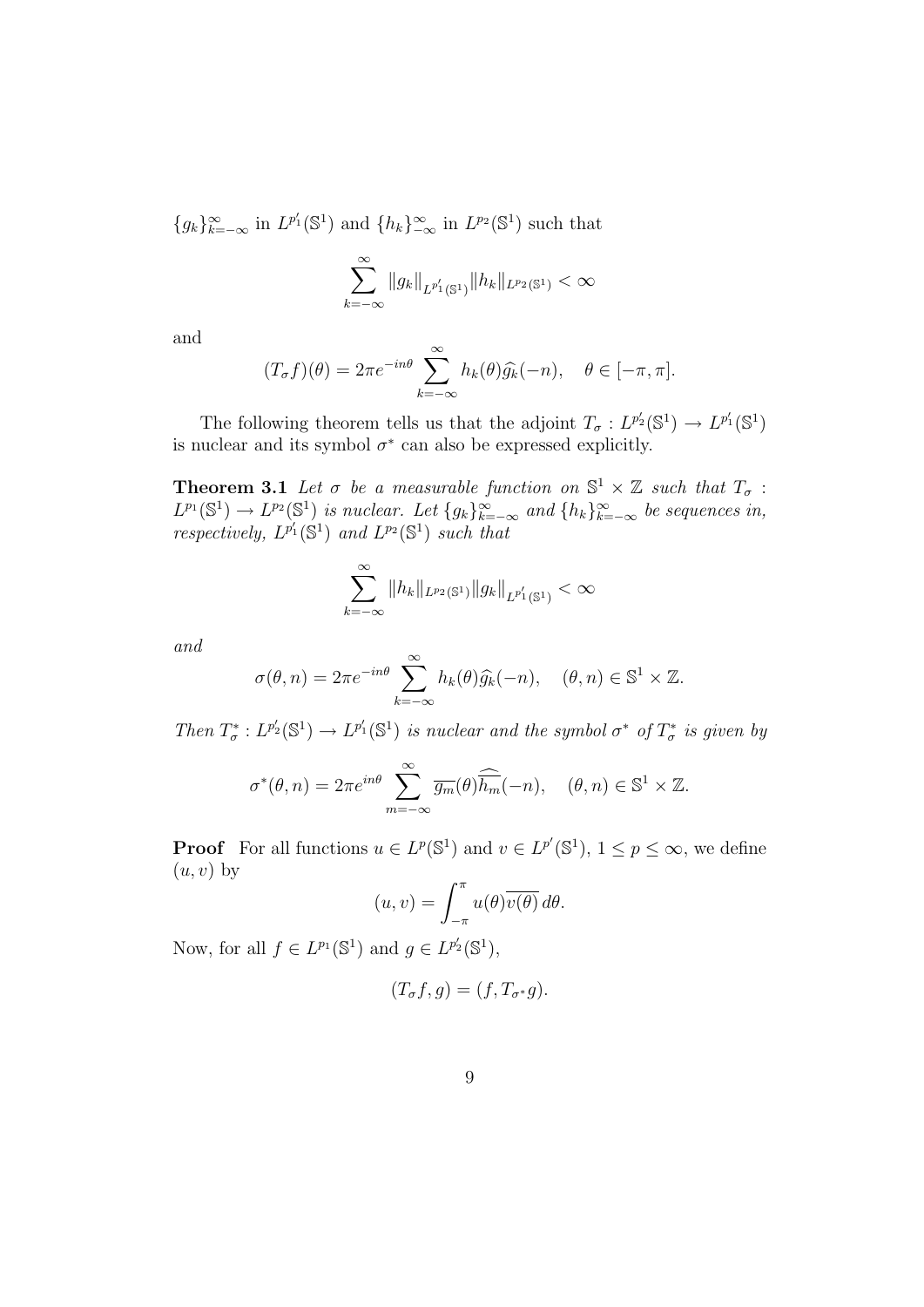$\{g_k\}_{k=-\infty}^{\infty}$ in $L^{p_1'}(\mathbb{S}^1)$ and $\{h_k\}_{-\infty}^{\infty}$ in $L^{p_2}(\mathbb{S}^1)$ such that

$$\sum_{k=-\infty}^{\infty} \|g_k\|_{L^{p_1'}(\mathbb{S}^1)} \|h_k\|_{L^{p_2}(\mathbb{S}^1)} < \infty$$

and

$$(T_\sigma f)(\theta) = 2\pi e^{-in\theta} \sum_{k=-\infty}^{\infty} h_k(\theta) \widehat{g_k}(-n), \quad \theta \in [-\pi, \pi].$$

The following theorem tells us that the adjoint $T_\sigma : L^{p_2'}(\mathbb{S}^1) \to L^{p_1'}(\mathbb{S}^1)$ is nuclear and its symbol $\sigma^*$ can also be expressed explicitly.

**Theorem 3.1** *Let $\sigma$ be a measurable function on $\mathbb{S}^1 \times \mathbb{Z}$ such that $T_\sigma$ : $L^{p_1}(\mathbb{S}^1) \to L^{p_2}(\mathbb{S}^1)$ is nuclear. Let $\{g_k\}_{k=-\infty}^{\infty}$ and $\{h_k\}_{k=-\infty}^{\infty}$ be sequences in, respectively, $L^{p_1'}(\mathbb{S}^1)$ and $L^{p_2}(\mathbb{S}^1)$ such that*

$$\sum_{k=-\infty}^{\infty} \|h_k\|_{L^{p_2}(\mathbb{S}^1)} \|g_k\|_{L^{p_1'}(\mathbb{S}^1)} < \infty$$

*and*

$$\sigma(\theta, n) = 2\pi e^{-in\theta} \sum_{k=-\infty}^{\infty} h_k(\theta) \widehat{g_k}(-n), \quad (\theta, n) \in \mathbb{S}^1 \times \mathbb{Z}.$$

*Then $T_\sigma^* : L^{p_2'}(\mathbb{S}^1) \to L^{p_1'}(\mathbb{S}^1)$ is nuclear and the symbol $\sigma^*$ of $T_\sigma^*$ is given by*

$$\sigma^*(\theta, n) = 2\pi e^{in\theta} \sum_{m=-\infty}^{\infty} \overline{g_m}(\theta) \widehat{\overline{h_m}}(-n), \quad (\theta, n) \in \mathbb{S}^1 \times \mathbb{Z}.$$

**Proof** For all functions $u \in L^p(\mathbb{S}^1)$ and $v \in L^{p'}(\mathbb{S}^1)$, $1 \le p \le \infty$, we define $(u, v)$ by

$$(u, v) = \int_{-\pi}^{\pi} u(\theta) \overline{v(\theta)} \, d\theta.$$

Now, for all $f \in L^{p_1}(\mathbb{S}^1)$ and $g \in L^{p_2'}(\mathbb{S}^1)$,

$$(T_\sigma f, g) = (f, T_{\sigma^*} g).$$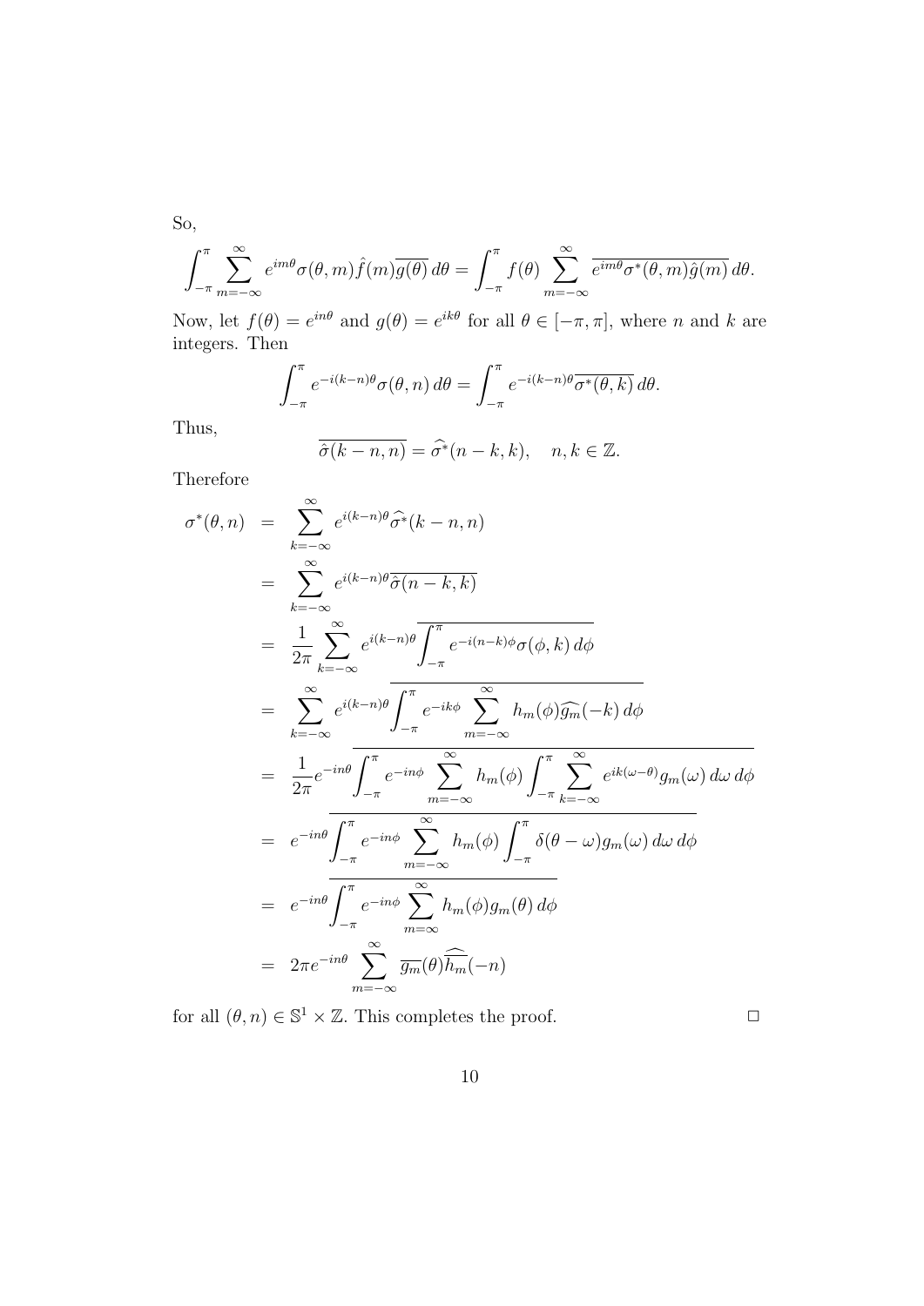So,

$$\int_{-\pi}^{\pi} \sum_{m=-\infty}^{\infty} e^{im\theta}\sigma(\theta, m)\hat{f}(m)\overline{g(\theta)}\,d\theta = \int_{-\pi}^{\pi} f(\theta) \sum_{m=-\infty}^{\infty} \overline{e^{im\theta}\sigma^*(\theta, m)\hat{g}(m)}\,d\theta.$$

Now, let $f(\theta) = e^{in\theta}$ and $g(\theta) = e^{ik\theta}$ for all $\theta \in [-\pi, \pi]$, where $n$ and $k$ are integers. Then

$$\int_{-\pi}^{\pi} e^{-i(k-n)\theta}\sigma(\theta, n)\,d\theta = \int_{-\pi}^{\pi} e^{-i(k-n)\theta}\overline{\sigma^*(\theta, k)}\,d\theta.$$

Thus,

$$\overline{\hat{\sigma}(k-n, n)} = \widehat{\sigma^*}(n-k, k), \quad n, k \in \mathbb{Z}.$$

Therefore

$$\begin{aligned}
\sigma^*(\theta, n) &= \sum_{k=-\infty}^{\infty} e^{i(k-n)\theta}\widehat{\sigma^*}(k-n, n) \\
&= \sum_{k=-\infty}^{\infty} e^{i(k-n)\theta}\overline{\hat{\sigma}(n-k, k)} \\
&= \frac{1}{2\pi}\sum_{k=-\infty}^{\infty} e^{i(k-n)\theta}\overline{\int_{-\pi}^{\pi} e^{-i(n-k)\phi}\sigma(\phi, k)\,d\phi} \\
&= \sum_{k=-\infty}^{\infty} e^{i(k-n)\theta}\overline{\int_{-\pi}^{\pi} e^{-ik\phi}\sum_{m=-\infty}^{\infty} h_m(\phi)\widehat{g_m}(-k)\,d\phi} \\
&= \frac{1}{2\pi}e^{-in\theta}\overline{\int_{-\pi}^{\pi} e^{-in\phi}\sum_{m=-\infty}^{\infty} h_m(\phi)\int_{-\pi}^{\pi}\sum_{k=-\infty}^{\infty} e^{ik(\omega-\theta)}g_m(\omega)\,d\omega\,d\phi} \\
&= e^{-in\theta}\overline{\int_{-\pi}^{\pi} e^{-in\phi}\sum_{m=-\infty}^{\infty} h_m(\phi)\int_{-\pi}^{\pi}\delta(\theta-\omega)g_m(\omega)\,d\omega\,d\phi} \\
&= e^{-in\theta}\overline{\int_{-\pi}^{\pi} e^{-in\phi}\sum_{m=\infty}^{\infty} h_m(\phi)g_m(\theta)\,d\phi} \\
&= 2\pi e^{-in\theta}\sum_{m=-\infty}^{\infty}\overline{g_m}(\theta)\widehat{\overline{h_m}}(-n)
\end{aligned}$$

for all $(\theta, n) \in \mathbb{S}^1 \times \mathbb{Z}$. This completes the proof. $\square$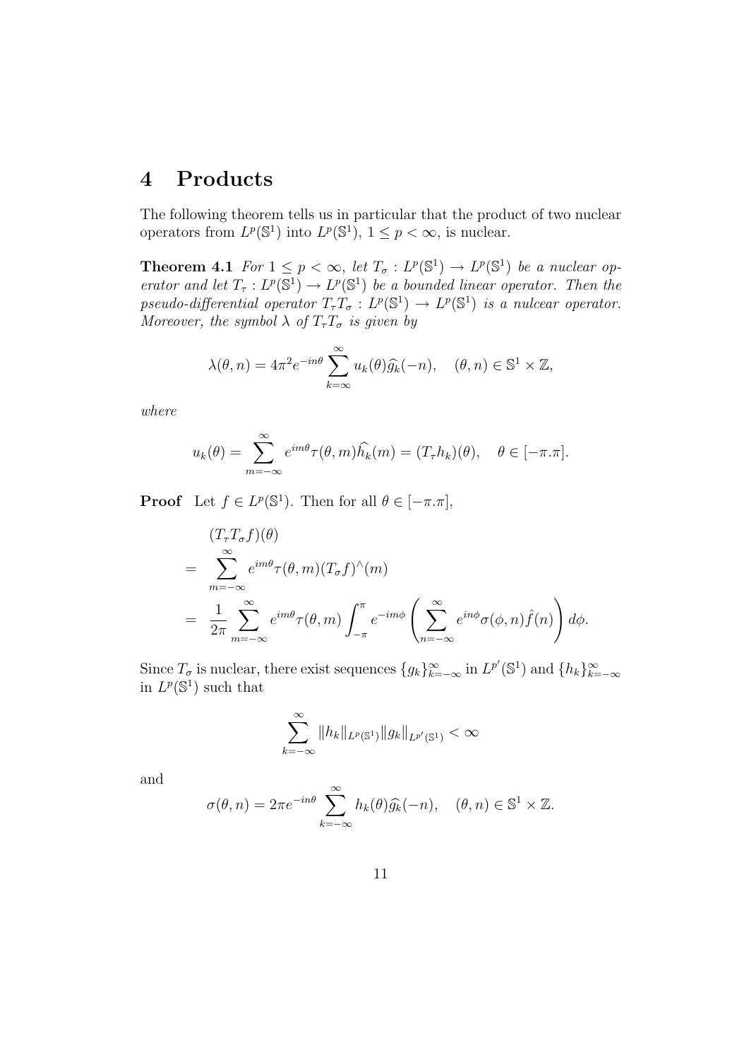# 4 Products

The following theorem tells us in particular that the product of two nuclear operators from $L^p(\mathbb{S}^1)$ into $L^p(\mathbb{S}^1)$, $1 \leq p < \infty$, is nuclear.

**Theorem 4.1** *For $1 \leq p < \infty$, let $T_\sigma : L^p(\mathbb{S}^1) \to L^p(\mathbb{S}^1)$ be a nuclear operator and let $T_\tau : L^p(\mathbb{S}^1) \to L^p(\mathbb{S}^1)$ be a bounded linear operator. Then the pseudo-differential operator $T_\tau T_\sigma : L^p(\mathbb{S}^1) \to L^p(\mathbb{S}^1)$ is a nulcear operator. Moreover, the symbol $\lambda$ of $T_\tau T_\sigma$ is given by*

$$\lambda(\theta, n) = 4\pi^2 e^{-in\theta} \sum_{k=\infty}^{\infty} u_k(\theta)\widehat{g_k}(-n), \quad (\theta, n) \in \mathbb{S}^1 \times \mathbb{Z},$$

*where*

$$u_k(\theta) = \sum_{m=-\infty}^{\infty} e^{im\theta}\tau(\theta, m)\widehat{h_k}(m) = (T_\tau h_k)(\theta), \quad \theta \in [-\pi.\pi].$$

**Proof** Let $f \in L^p(\mathbb{S}^1)$. Then for all $\theta \in [-\pi.\pi]$,

$$\begin{aligned}
&(T_\tau T_\sigma f)(\theta) \\
= &\sum_{m=-\infty}^{\infty} e^{im\theta}\tau(\theta, m)(T_\sigma f)^\wedge(m) \\
= &\frac{1}{2\pi}\sum_{m=-\infty}^{\infty} e^{im\theta}\tau(\theta, m)\int_{-\pi}^{\pi} e^{-im\phi}\left(\sum_{n=-\infty}^{\infty} e^{in\phi}\sigma(\phi, n)\hat{f}(n)\right) d\phi.
\end{aligned}$$

Since $T_\sigma$ is nuclear, there exist sequences $\{g_k\}_{k=-\infty}^{\infty}$ in $L^{p'}(\mathbb{S}^1)$ and $\{h_k\}_{k=-\infty}^{\infty}$ in $L^p(\mathbb{S}^1)$ such that

$$\sum_{k=-\infty}^{\infty} \|h_k\|_{L^p(\mathbb{S}^1)}\|g_k\|_{L^{p'}(\mathbb{S}^1)} < \infty$$

and

$$\sigma(\theta, n) = 2\pi e^{-in\theta} \sum_{k=-\infty}^{\infty} h_k(\theta)\widehat{g_k}(-n), \quad (\theta, n) \in \mathbb{S}^1 \times \mathbb{Z}.$$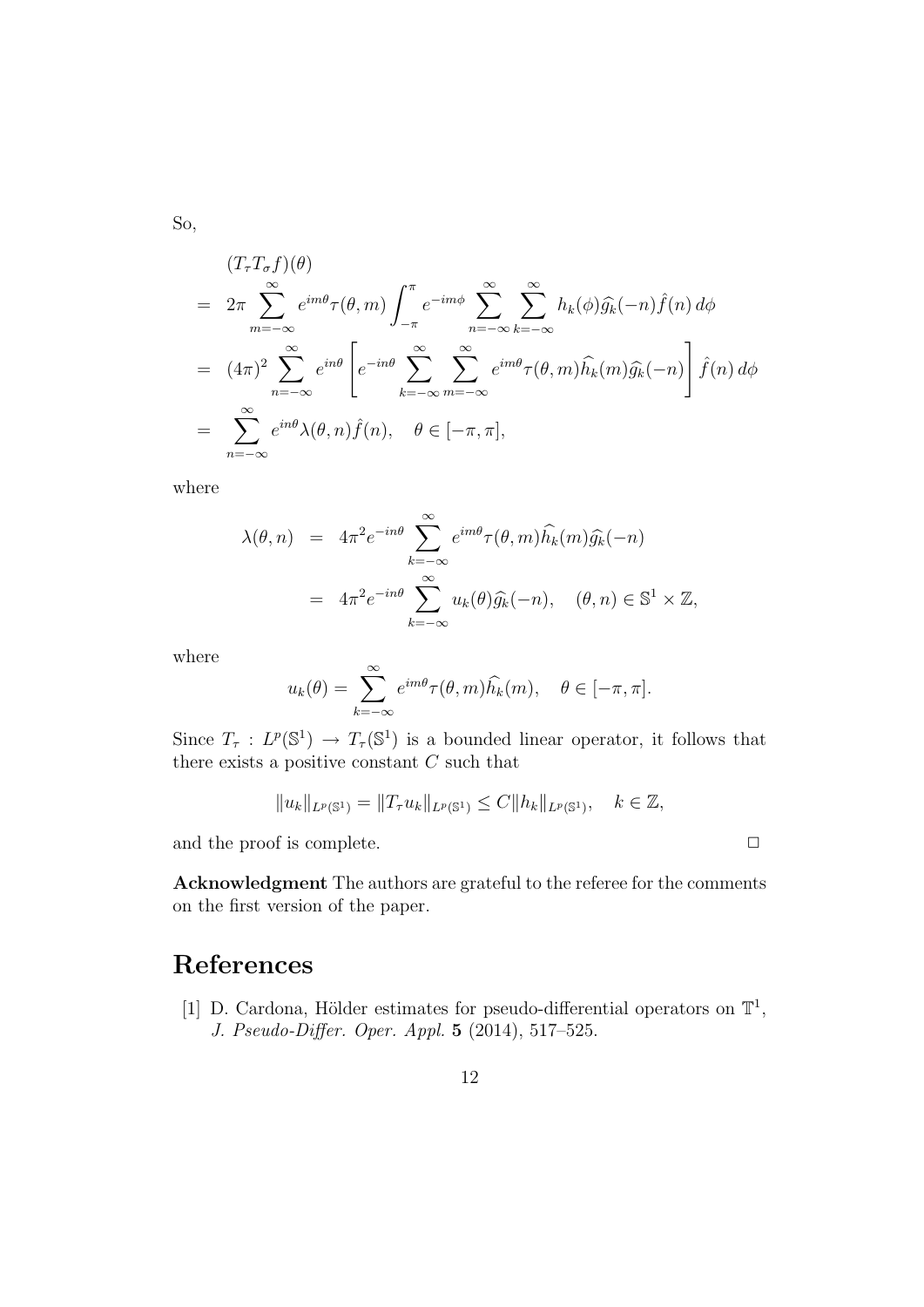So,

$$
\begin{aligned}
& (T_\tau T_\sigma f)(\theta) \\
= \;& 2\pi \sum_{m=-\infty}^{\infty} e^{im\theta} \tau(\theta, m) \int_{-\pi}^{\pi} e^{-im\phi} \sum_{n=-\infty}^{\infty} \sum_{k=-\infty}^{\infty} h_k(\phi) \widehat{g_k}(-n) \hat{f}(n)\, d\phi \\
= \;& (4\pi)^2 \sum_{n=-\infty}^{\infty} e^{in\theta} \left[ e^{-in\theta} \sum_{k=-\infty}^{\infty} \sum_{m=-\infty}^{\infty} e^{im\theta} \tau(\theta, m) \widehat{h_k}(m) \widehat{g_k}(-n) \right] \hat{f}(n)\, d\phi \\
= \;& \sum_{n=-\infty}^{\infty} e^{in\theta} \lambda(\theta, n) \hat{f}(n), \quad \theta \in [-\pi, \pi],
\end{aligned}
$$

where

$$
\begin{aligned}
\lambda(\theta, n) &= 4\pi^2 e^{-in\theta} \sum_{k=-\infty}^{\infty} e^{im\theta} \tau(\theta, m) \widehat{h_k}(m) \widehat{g_k}(-n) \\
&= 4\pi^2 e^{-in\theta} \sum_{k=-\infty}^{\infty} u_k(\theta) \widehat{g_k}(-n), \quad (\theta, n) \in \mathbb{S}^1 \times \mathbb{Z},
\end{aligned}
$$

where

$$
u_k(\theta) = \sum_{k=-\infty}^{\infty} e^{im\theta} \tau(\theta, m) \widehat{h_k}(m), \quad \theta \in [-\pi, \pi].
$$

Since $T_\tau : L^p(\mathbb{S}^1) \to T_\tau(\mathbb{S}^1)$ is a bounded linear operator, it follows that there exists a positive constant $C$ such that

$$
\|u_k\|_{L^p(\mathbb{S}^1)} = \|T_\tau u_k\|_{L^p(\mathbb{S}^1)} \le C \|h_k\|_{L^p(\mathbb{S}^1)}, \quad k \in \mathbb{Z},
$$

and the proof is complete. $\square$

**Acknowledgment** The authors are grateful to the referee for the comments on the first version of the paper.

# References

[1] D. Cardona, Hölder estimates for pseudo-differential operators on $\mathbb{T}^1$, *J. Pseudo-Differ. Oper. Appl.* **5** (2014), 517–525.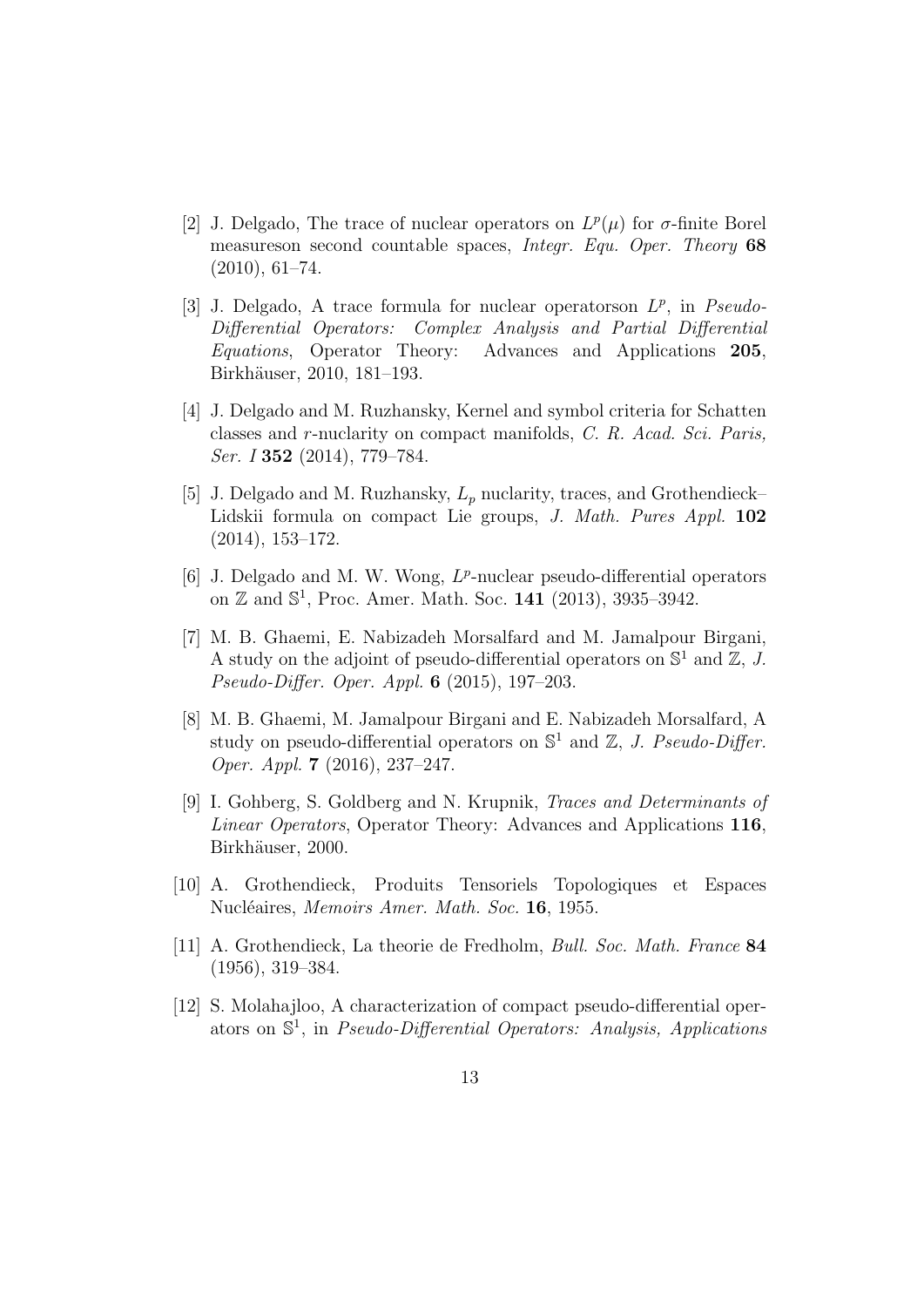[2] J. Delgado, The trace of nuclear operators on $L^p(\mu)$ for $\sigma$-finite Borel measureson second countable spaces, *Integr. Equ. Oper. Theory* **68** (2010), 61–74.

[3] J. Delgado, A trace formula for nuclear operatorson $L^p$, in *Pseudo-Differential Operators: Complex Analysis and Partial Differential Equations*, Operator Theory: Advances and Applications **205**, Birkhäuser, 2010, 181–193.

[4] J. Delgado and M. Ruzhansky, Kernel and symbol criteria for Schatten classes and $r$-nuclarity on compact manifolds, *C. R. Acad. Sci. Paris, Ser. I* **352** (2014), 779–784.

[5] J. Delgado and M. Ruzhansky, $L_p$ nuclarity, traces, and Grothendieck–Lidskii formula on compact Lie groups, *J. Math. Pures Appl.* **102** (2014), 153–172.

[6] J. Delgado and M. W. Wong, $L^p$-nuclear pseudo-differential operators on $\mathbb{Z}$ and $\mathbb{S}^1$, Proc. Amer. Math. Soc. **141** (2013), 3935–3942.

[7] M. B. Ghaemi, E. Nabizadeh Morsalfard and M. Jamalpour Birgani, A study on the adjoint of pseudo-differential operators on $\mathbb{S}^1$ and $\mathbb{Z}$, *J. Pseudo-Differ. Oper. Appl.* **6** (2015), 197–203.

[8] M. B. Ghaemi, M. Jamalpour Birgani and E. Nabizadeh Morsalfard, A study on pseudo-differential operators on $\mathbb{S}^1$ and $\mathbb{Z}$, *J. Pseudo-Differ. Oper. Appl.* **7** (2016), 237–247.

[9] I. Gohberg, S. Goldberg and N. Krupnik, *Traces and Determinants of Linear Operators*, Operator Theory: Advances and Applications **116**, Birkhäuser, 2000.

[10] A. Grothendieck, Produits Tensoriels Topologiques et Espaces Nucléaires, *Memoirs Amer. Math. Soc.* **16**, 1955.

[11] A. Grothendieck, La theorie de Fredholm, *Bull. Soc. Math. France* **84** (1956), 319–384.

[12] S. Molahajloo, A characterization of compact pseudo-differential operators on $\mathbb{S}^1$, in *Pseudo-Differential Operators: Analysis, Applications*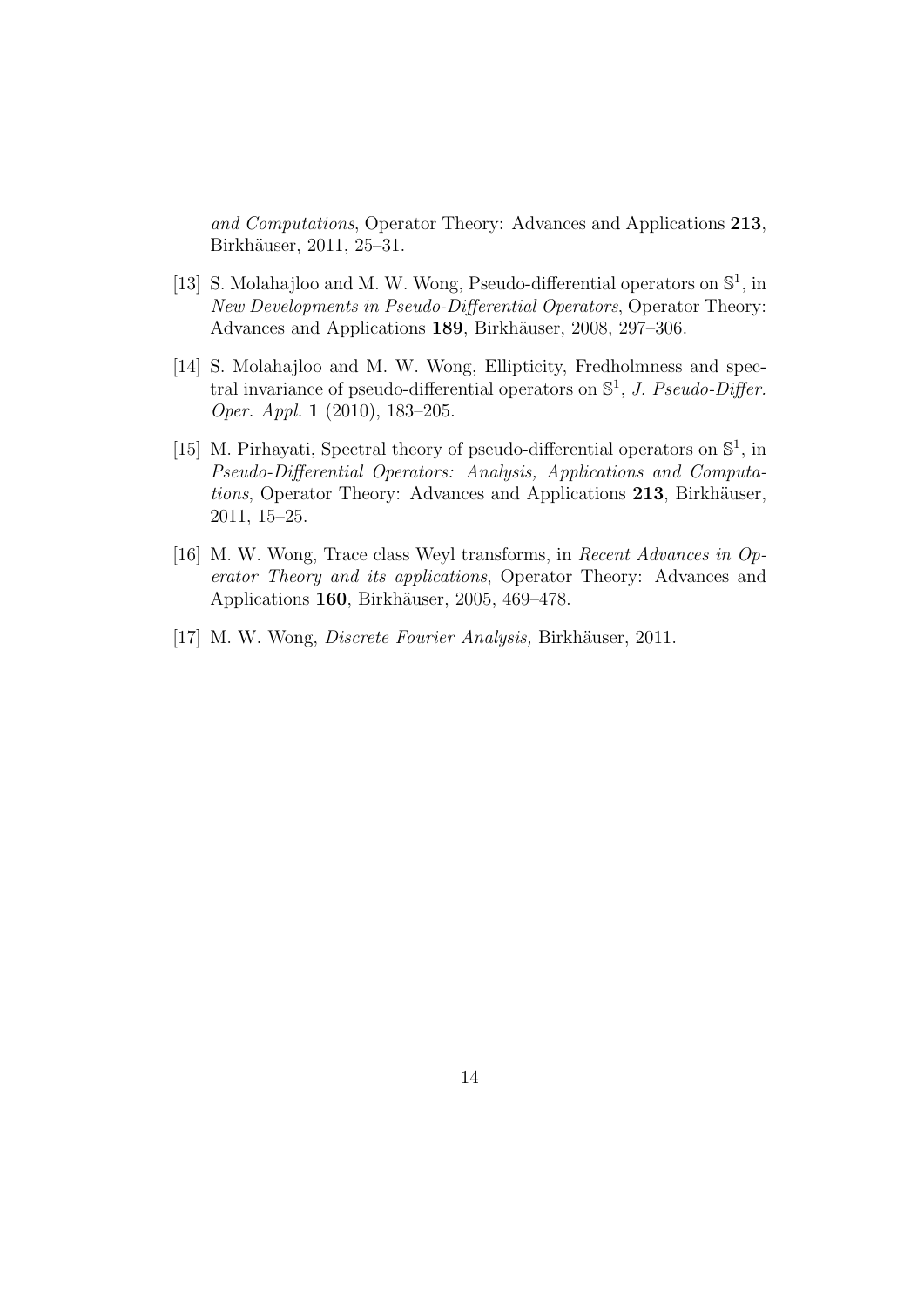*and Computations*, Operator Theory: Advances and Applications **213**, Birkhäuser, 2011, 25–31.

[13] S. Molahajloo and M. W. Wong, Pseudo-differential operators on $\mathbb{S}^1$, in *New Developments in Pseudo-Differential Operators*, Operator Theory: Advances and Applications **189**, Birkhäuser, 2008, 297–306.

[14] S. Molahajloo and M. W. Wong, Ellipticity, Fredholmness and spectral invariance of pseudo-differential operators on $\mathbb{S}^1$, *J. Pseudo-Differ. Oper. Appl.* **1** (2010), 183–205.

[15] M. Pirhayati, Spectral theory of pseudo-differential operators on $\mathbb{S}^1$, in *Pseudo-Differential Operators: Analysis, Applications and Computations*, Operator Theory: Advances and Applications **213**, Birkhäuser, 2011, 15–25.

[16] M. W. Wong, Trace class Weyl transforms, in *Recent Advances in Operator Theory and its applications*, Operator Theory: Advances and Applications **160**, Birkhäuser, 2005, 469–478.

[17] M. W. Wong, *Discrete Fourier Analysis,* Birkhäuser, 2011.